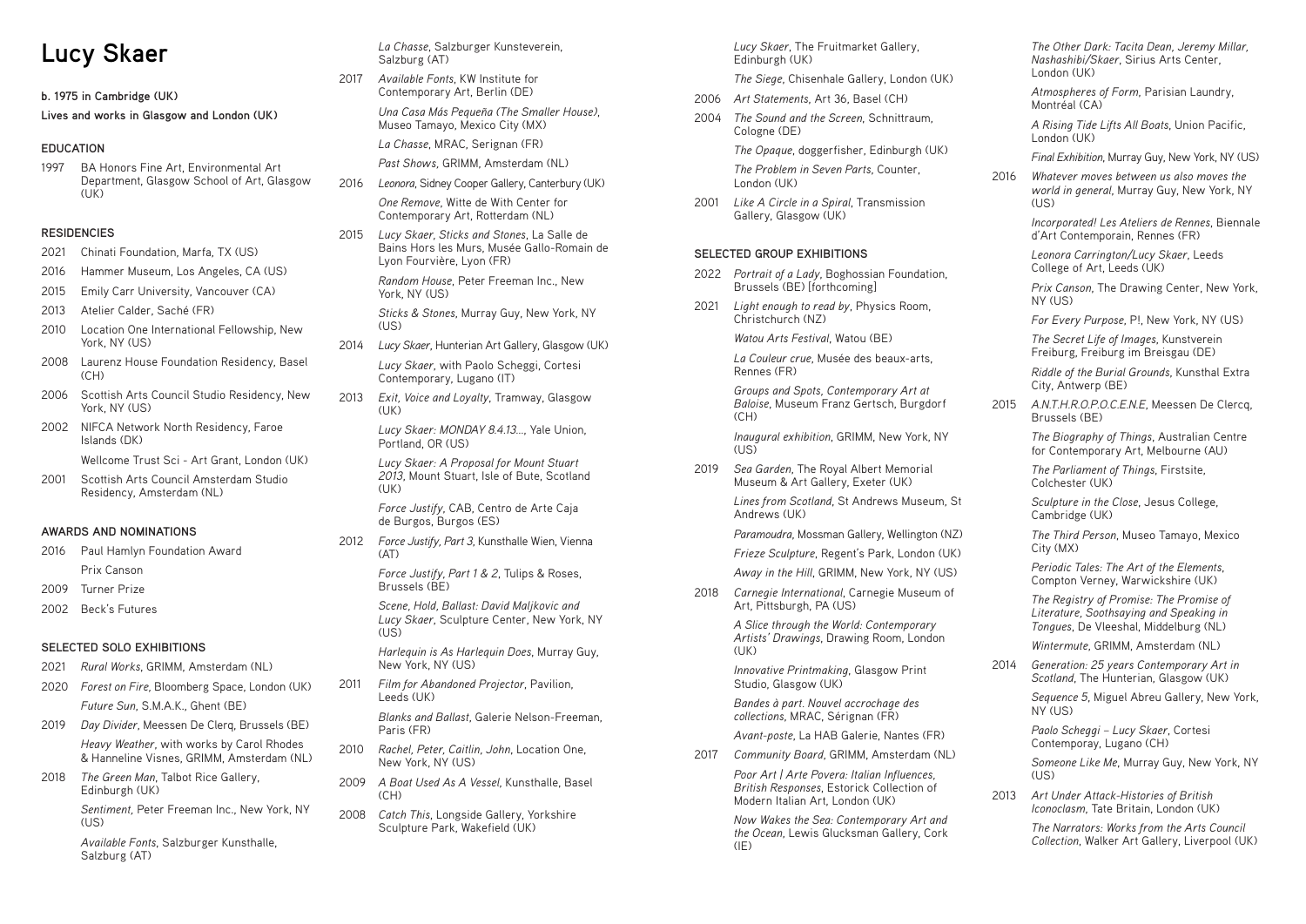# Lucy Skaer

**b. 1975 in Cambridge (UK)**

**Lives and works in Glasgow and London (UK)**

## EDUCATION

1997 BA Honors Fine Art, Environmental Art Department, Glasgow School of Art, Glasgow (UK)

## RESIDENCIES

2021 Chinati Foundation, Marfa, TX (US)

2016 Hammer Museum, Los Angeles, CA (US)

2015 Emily Carr University, Vancouver (CA)

2013 Atelier Calder, Saché (FR)

2010 Location One International Fellowship, New York, NY (US)

2008 Laurenz House Foundation Residency, Basel (CH)

2006 Scottish Arts Council Studio Residency, New York, NY (US)

2002 NIFCA Network North Residency, Faroe Islands (DK)

Wellcome Trust Sci - Art Grant, London (UK)

2001 Scottish Arts Council Amsterdam Studio Residency, Amsterdam (NL)

## AWARDS AND NOMINATIONS

2016 Paul Hamlyn Foundation Award

Prix Canson

2009 Turner Prize

2002 Beck's Futures

## SELECTED SOLO EXHIBITIONS

2021 *Rural Works*, GRIMM, Amsterdam (NL)

2020 *Forest on Fire,* Bloomberg Space, London (UK)

*Future Sun*, S.M.A.K., Ghent (BE)

2019 *Day Divider*, Meessen De Clerq, Brussels (BE)

*Heavy Weather*, with works by Carol Rhodes & Hanneline Visnes, GRIMM, Amsterdam (NL)

2018 *The Green Man*, Talbot Rice Gallery, Edinburgh (UK)

*Sentiment,* Peter Freeman Inc., New York, NY (US)

*Available Fonts*, Salzburger Kunsthalle, Salzburg (AT)

*La Chasse*, Salzburger Kunsteverein, Salzburg (AT)

2017 *Available Fonts*, KW Institute for Contemporary Art, Berlin (DE)

*Una Casa Más Pequeña (The Smaller House)*, Museo Tamayo, Mexico City (MX)

*La Chasse*, MRAC, Serignan (FR)

*Past Shows*, GRIMM, Amsterdam (NL)

2016 *Leonora*, Sidney Cooper Gallery, Canterbury (UK)

*One Remove*, Witte de With Center for Contemporary Art, Rotterdam (NL)

2015 *Lucy Skaer, Sticks and Stones*, La Salle de Bains Hors les Murs, Musée Gallo-Romain de Lyon Fourvière, Lyon (FR)

*Random House*, Peter Freeman Inc., New York, NY (US)

*Sticks & Stones*, Murray Guy, New York, NY (US)

2014 *Lucy Skaer*, Hunterian Art Gallery, Glasgow (UK)

*Lucy Skaer*, with Paolo Scheggi, Cortesi Contemporary, Lugano (IT)

2013 *Exit, Voice and Loyalty*, Tramway, Glasgow (UK)

*Lucy Skaer: MONDAY 8.4.13...*, Yale Union, Portland, OR (US)

*Lucy Skaer: A Proposal for Mount Stuart 2013*, Mount Stuart, Isle of Bute, Scotland (UK)

*Force Justify*, CAB, Centro de Arte Caja de Burgos, Burgos (ES)

2012 *Force Justify, Part 3*, Kunsthalle Wien, Vienna (AT)

*Force Justify, Part 1 & 2*, Tulips & Roses, Brussels (BE)

*Scene, Hold, Ballast: David Maljkovic and Lucy Skaer*, Sculpture Center, New York, NY (US)

*Harlequin is As Harlequin Does*, Murray Guy, New York, NY (US)

2011 *Film for Abandoned Projector*, Pavilion, Leeds (UK)

*Blanks and Ballast*, Galerie Nelson-Freeman, Paris (FR)

2010 *Rachel, Peter, Caitlin, John*, Location One, New York, NY (US)

2009 *A Boat Used As A Vessel*, Kunsthalle, Basel (CH)

2008 *Catch This*, Longside Gallery, Yorkshire Sculpture Park, Wakefield (UK)

*Lucy Skaer*, The Fruitmarket Gallery, Edinburgh (UK)

*The Siege*, Chisenhale Gallery, London (UK)

2006 *Art Statements*, Art 36, Basel (CH)

2004 *The Sound and the Screen*, Schnittraum, Cologne (DE)

*The Opaque*, doggerfisher, Edinburgh (UK)

*The Problem in Seven Parts*, Counter, London (UK)

2001 *Like A Circle in a Spiral*, Transmission Gallery, Glasgow (UK)

## SELECTED GROUP EXHIBITIONS

2022 *Portrait of a Lady*, Boghossian Foundation, Brussels (BE) [forthcoming]

2021 *Light enough to read by*, Physics Room, Christchurch (NZ)

*Watou Arts Festival*, Watou (BE)

*La Couleur crue*, Musée des beaux-arts, Rennes (FR)

*Groups and Spots, Contemporary Art at Baloise*, Museum Franz Gertsch, Burgdorf (CH)

*Inaugural exhibition*, GRIMM, New York, NY (US)

2019 *Sea Garden*, The Royal Albert Memorial Museum & Art Gallery, Exeter (UK)

*Lines from Scotland*, St Andrews Museum, St Andrews (UK)

*Paramoudra*, Mossman Gallery, Wellington (NZ)

*Frieze Sculpture*, Regent's Park, London (UK)

*Away in the Hill*, GRIMM, New York, NY (US)

2018 *Carnegie International*, Carnegie Museum of Art, Pittsburgh, PA (US)

*A Slice through the World: Contemporary Artists' Drawings*, Drawing Room, London (UK)

*Innovative Printmaking*, Glasgow Print Studio, Glasgow (UK)

*Bandes à part. Nouvel accrochage des collections*, MRAC, Sérignan (FR)

*Avant-poste*, La HAB Galerie, Nantes (FR)

2017 *Community Board*, GRIMM, Amsterdam (NL)

*Poor Art | Arte Povera: Italian Influences, British Responses*, Estorick Collection of Modern Italian Art, London (UK)

*Now Wakes the Sea: Contemporary Art and the Ocean*, Lewis Glucksman Gallery, Cork (IE)

*The Other Dark: Tacita Dean, Jeremy Millar, Nashashibi/Skaer*, Sirius Arts Center, London (UK)

*Atmospheres of Form*, Parisian Laundry, Montréal (CA)

*A Rising Tide Lifts All Boats*, Union Pacific, London (UK)

*Final Exhibition*, Murray Guy, New York, NY (US)

2016 *Whatever moves between us also moves the world in general*, Murray Guy, New York, NY (US)

*Incorporated! Les Ateliers de Rennes*, Biennale d'Art Contemporain, Rennes (FR)

*Leonora Carrington/Lucy Skaer*, Leeds College of Art, Leeds (UK)

*Prix Canson*, The Drawing Center, New York, NY (US)

*For Every Purpose*, P!, New York, NY (US)

*The Secret Life of Images*, Kunstverein Freiburg, Freiburg im Breisgau (DE)

*Riddle of the Burial Grounds*, Kunsthal Extra City, Antwerp (BE)

2015 *A.N.T.H.R.O.P.O.C.E.N.E*, Meessen De Clercq, Brussels (BE)

*The Biography of Things*, Australian Centre for Contemporary Art, Melbourne (AU)

*The Parliament of Things*, Firstsite, Colchester (UK)

*Sculpture in the Close*, Jesus College, Cambridge (UK)

*The Third Person*, Museo Tamayo, Mexico City (MX)

*Periodic Tales: The Art of the Elements*, Compton Verney, Warwickshire (UK)

*The Registry of Promise: The Promise of Literature, Soothsaying and Speaking in Tongues*, De Vleeshal, Middelburg (NL)

*Wintermute*, GRIMM, Amsterdam (NL)

2014 *Generation: 25 years Contemporary Art in Scotland*, The Hunterian, Glasgow (UK)

*Sequence 5*, Miguel Abreu Gallery, New York, NY (US)

*Paolo Scheggi – Lucy Skaer*, Cortesi Contemporay, Lugano (CH)

*Someone Like Me*, Murray Guy, New York, NY (US)

2013 *Art Under Attack-Histories of British Iconoclasm,* Tate Britain, London (UK)

*The Narrators: Works from the Arts Council Collection*, Walker Art Gallery, Liverpool (UK)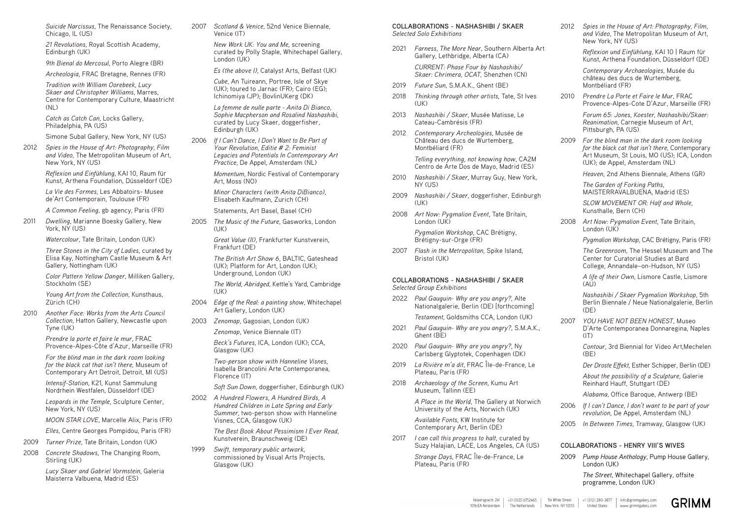*Suicide Narcissus*, The Renaissance Society, Chicago, IL (US)

*21 Revolutions*, Royal Scottish Academy, Edinburgh (UK)

*9th Bienal do Mercosul*, Porto Alegre (BR)

*Archeologia*, FRAC Bretagne, Rennes (FR)

*Tradition with William Oorebeek, Lucy Skaer and Christopher Williams*, Marres, Centre for Contemporary Culture, Maastricht (NL)

*Catch as Catch Can*, Locks Gallery, Philadelphia, PA (US)

Simone Subal Gallery, New York, NY (US)

2012 *Spies in the House of Art: Photography, Film and Video*, The Metropolitan Museum of Art, New York, NY (US)

*Reflexion und Einfühlung*, KAI 10, Raum für Kunst, Arthena Foundation, Düsseldorf (DE)

*La Vie des Formes*, Les Abbatoirs- Musee de'Art Contemporain, Toulouse (FR)

*A Common Feeling*, gb agency, Paris (FR)

2011 *Dwelling*, Marianne Boesky Gallery, New York, NY (US)

*Watercolour*, Tate Britain, London (UK)

*Three Stones in the City of Ladies*, curated by Elisa Kay, Nottingham Castle Museum & Art Gallery, Nottingham (UK)

*Color Pattern Yellow Danger*, Milliken Gallery, Stockholm (SE)

*Young Art from the Collection*, Kunsthaus, Zürich (CH)

2010 *Another Face: Works from the Arts Council Collection*, Hatton Gallery, Newcastle upon Tyne (UK)

*Prendre la porte et faire le mur*, FRAC Provence-Alpes-Côte d'Azur, Marseille (FR)

*For the blind man in the dark room looking for the black cat that isn't there*, Museum of Contemporary Art Detroit, Detroit, MI (US)

*Intensif-Station*, K21, Kunst Sammulung Nordrhein Westfalen, Düsseldorf (DE)

*Leopards in the Temple*, Sculpture Center, New York, NY (US)

*MOON STAR LOVE*, Marcelle Alix, Paris (FR)

*Elles*, Centre Georges Pompidou, Paris (FR)

2009 *Turner Prize*, Tate Britain, London (UK)

2008 *Concrete Shadows*, The Changing Room, Stirling (UK)

*Lucy Skaer and Gabriel Vormstein*, Galeria Maisterra Valbuena, Madrid (ES)

2007 *Scotland & Venice*, 52nd Venice Biennale, Venice (IT)

*New Work UK: You and Me*, screening curated by Polly Staple, Whitechapel Gallery, London (UK)

*Es (the above I)*, Catalyst Arts, Belfast (UK)

*Cube*, An Tuireann, Portree, Isle of Skye (UK); toured to Jarnac (FR); Cairo (EG); Ichinomiya (JP); BovlinUKerg (DK)

*La femme de nulle parte - Anita Di Bianco, Sophie Macpherson and Rosalind Nashashibi*, curated by Lucy Skaer, doggerfisher, Edinburgh (UK)

2006 *If I Can't Dance, I Don't Want to Be Part of Your Revolution, Editie # 2: Feminist Legacies and Potentials In Contemporary Art Practice*, De Appel, Amsterdam (NL)

*Momentum*, Nordic Festival of Contemporary Art, Moss (NO)

*Minor Characters (with Anita DiBianco)*, Elisabeth Kaufmann, Zurich (CH)

Statements, Art Basel, Basel (CH)

2005 *The Music of the Future*, Gasworks, London (UK)

*Great Value (II)*, Frankfurter Kunstverein, Frankfurt (DE)

*The British Art Show 6*, BALTIC, Gateshead (UK); Platform for Art, London (UK); Underground, London (UK)

*The World, Abridged*, Kettle's Yard, Cambridge (UK)

2004 *Edge of the Real: a painting show*, Whitechapel Art Gallery, London (UK)

2003 *Zenomap*, Gagosian, London (UK)

*Zenomap*, Venice Biennale (IT)

*Beck's Futures*, ICA, London (UK); CCA, Glasgow (UK)

*Two-person show with Hanneline Visnes*, Isabella Brancolini Arte Contemporanea, Florence (IT)

*Soft Sun Down*, doggerfisher, Edinburgh (UK)

2002 *A Hundred Flowers, A Hundred Birds, A Hundred Children in Late Spring and Early Summer*, two-person show with Hanneline Visnes, CCA, Glasgow (UK)

*The Best Book About Pessimism I Ever Read*, Kunstverein, Braunschweig (DE)

1999 *Swift, temporary public artwork*, commissioned by Visual Arts Projects, Glasgow (UK)

**COLLABORATIONS - NASHASHIBI / SKAER**
*Selected Solo Exhibitions*

2021 *Farness, The More Near*, Southern Alberta Art Gallery, Lethbridge, Alberta (CA)

*CURRENT: Phase Four by Nashashibi/ Skaer: Chrimera, OCAT*, Shenzhen (CN)

2019 *Future Sun*, S.M.A.K., Ghent (BE)

2018 *Thinking through other artists*, Tate, St Ives (UK)

2013 *Nashashibi / Skaer*, Musée Matisse, Le Cateau-Cambrésis (FR)

2012 *Contemporary Archeologies*, Musée de Château des ducs de Wurtemberg, Montbéliard (FR)

*Telling everything, not knowing how*, CA2M Centro de Arte Dos de Mayo, Madrid (ES)

2010 *Nashashibi / Skaer*, Murray Guy, New York, NY (US)

2009 *Nashashibi / Skaer*, doggerfisher, Edinburgh (UK)

2008 *Art Now: Pygmalion Event*, Tate Britain, London (UK)

*Pygmalion Workshop*, CAC Brétigny, Brétigny-sur-Orge (FR)

2007 *Flash in the Metropolitan*, Spike Island, Bristol (UK)

**COLLABORATIONS - NASHASHIBI / SKAER**
*Selected Group Exhibitions*

2022 *Paul Gauguin- Why are you angry?*, Alte Nationalgalerie, Berlin (DE) [forthcoming]

*Testament*, Goldsmiths CCA, London (UK)

2021 *Paul Gauguin- Why are you angry?*, S.M.A.K., Ghent (BE)

2020 *Paul Gauguin- Why are you angry?*, Ny Carlsberg Glyptotek, Copenhagen (DK)

2019 *La Rivière m'a dit*, FRAC Île-de-France, Le Plateau, Paris (FR)

2018 *Archaeology of the Screen*, Kumu Art Museum, Tallinn (EE)

*A Place in the World*, The Gallery at Norwich University of the Arts, Norwich (UK)

*Available Fonts*, KW Institute for Contemporary Art, Berlin (DE)

2017 *I can call this progress to halt*, curated by Suzy Halajian, LACE, Los Angeles, CA (US)

*Strange Days*, FRAC Île-de-France, Le Plateau, Paris (FR)

2012 *Spies in the House of Art: Photography, Film, and Video*, The Metropolitan Museum of Art, New York, NY (US)

*Reflexion und Einfühlung*, KAI 10 | Raum für Kunst, Arthena Foundation, Düsseldorf (DE)

*Contemporary Archaeologies*, Musée du château des ducs de Wurtemberg, Montbéliard (FR)

2010 *Prendre La Porte et Faire le Mur*, FRAC Provence-Alpes-Cote D'Azur, Marseille (FR)

*Forum 65: Jones, Koester, Nashashibi/Skaer: Reanimation*, Carnegie Museum of Art, Pittsburgh, PA (US)

2009 *For the blind man in the dark room looking for the black cat that isn't there*, Contemporary Art Museum, St Louis, MO (US); ICA, London (UK); de Appel, Amsterdam (NL)

*Heaven*, 2nd Athens Biennale, Athens (GR)

*The Garden of Forking Paths*, MAISTERRAVALBUENA, Madrid (ES)

*SLOW MOVEMENT OR: Half and Whole*, Kunsthalle, Bern (CH)

2008 *Art Now: Pygmalion Event*, Tate Britain, London (UK)

*Pygmalion Workshop*, CAC Brétigny, Paris (FR)

*The Greenroom*, The Hessel Museum and The Center for Curatorial Studies at Bard College, Annandale-on-Hudson, NY (US)

*A life of their Own*, Lismore Castle, Lismore (AU)

*Nashashibi / Skaer Pygmalion Workshop*, 5th Berlin Biennale / Neue Nationalgalerie, Berlin (DE)

2007 *YOU HAVE NOT BEEN HONEST*, Museo D'Arte Contemporanea Donnaregina, Naples (IT)

*Contour*, 3rd Biennial for Video Art,Mechelen (BE)

*Der Droste Effekt*, Esther Schipper, Berlin (DE)

*About the possibility of a Sculpture*, Galerie Reinhard Hauff, Stuttgart (DE)

*Alabama*, Office Baroque, Antwerp (BE)

2006 *If I can't Dance, I don't want to be part of your revolution*, De Appel, Amsterdam (NL)

2005 *In Between Times*, Tramway, Glasgow (UK)

**COLLABORATIONS - HENRY VIII'S WIVES**

2009 *Pump House Anthology*, Pump House Gallery, London (UK)

*The Street*, Whitechapel Gallery, offsite programme, London (UK)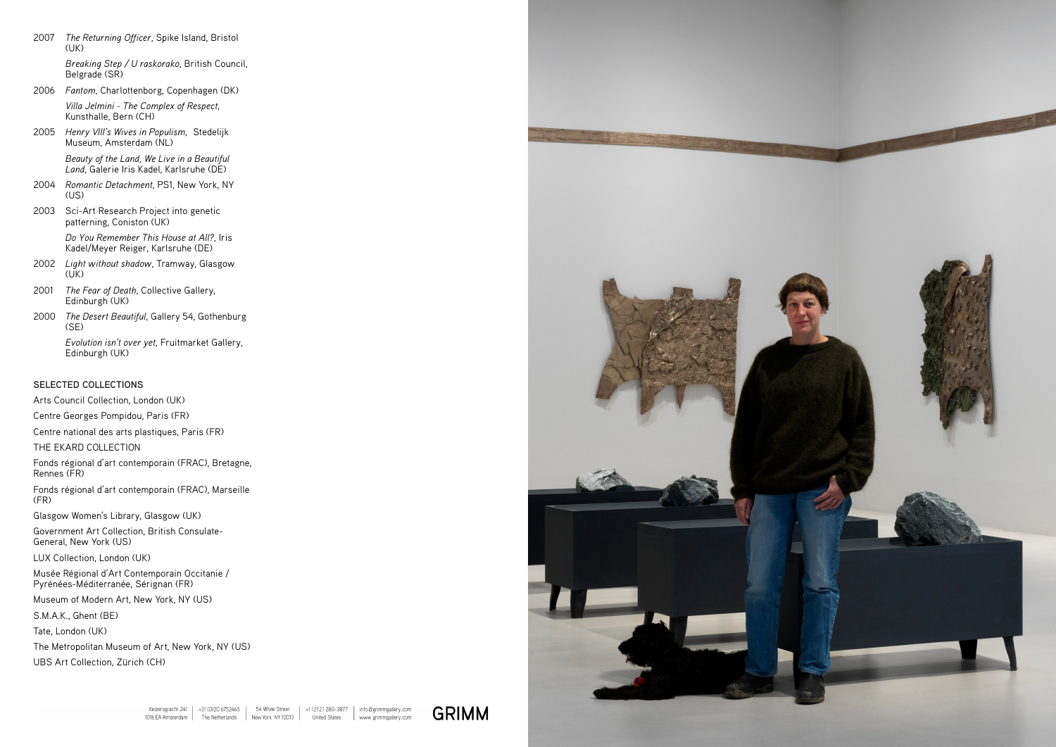2007 *The Returning Officer*, Spike Island, Bristol (UK)

*Breaking Step / U raskorako*, British Council, Belgrade (SR)

2006 *Fantom*, Charlottenborg, Copenhagen (DK)

*Villa Jelmini - The Complex of Respect*, Kunsthalle, Bern (CH)

2005 *Henry VIII's Wives in Populism*, Stedelijk Museum, Amsterdam (NL)

*Beauty of the Land, We Live in a Beautiful Land*, Galerie Iris Kadel, Karlsruhe (DE)

2004 *Romantic Detachment*, PS1, New York, NY (US)

2003 Sci-Art Research Project into genetic patterning, Coniston (UK)

*Do You Remember This House at All?*, Iris Kadel/Meyer Reiger, Karlsruhe (DE)

2002 *Light without shadow*, Tramway, Glasgow (UK)

2001 *The Fear of Death*, Collective Gallery, Edinburgh (UK)

2000 *The Desert Beautiful*, Gallery 54, Gothenburg (SE)

*Evolution isn't over yet*, Fruitmarket Gallery, Edinburgh (UK)

**SELECTED COLLECTIONS**

Arts Council Collection, London (UK)

Centre Georges Pompidou, Paris (FR)

Centre national des arts plastiques, Paris (FR)

THE EKARD COLLECTION

Fonds régional d'art contemporain (FRAC), Bretagne, Rennes (FR)

Fonds régional d'art contemporain (FRAC), Marseille (FR)

Glasgow Women's Library, Glasgow (UK)

Government Art Collection, British Consulate-General, New York (US)

LUX Collection, London (UK)

Musée Régional d'Art Contemporain Occitanie / Pyrénées-Méditerranée, Sérignan (FR)

Museum of Modern Art, New York, NY (US)

S.M.A.K., Ghent (BE)

Tate, London (UK)

The Metropolitan Museum of Art, New York, NY (US)

UBS Art Collection, Zürich (CH)